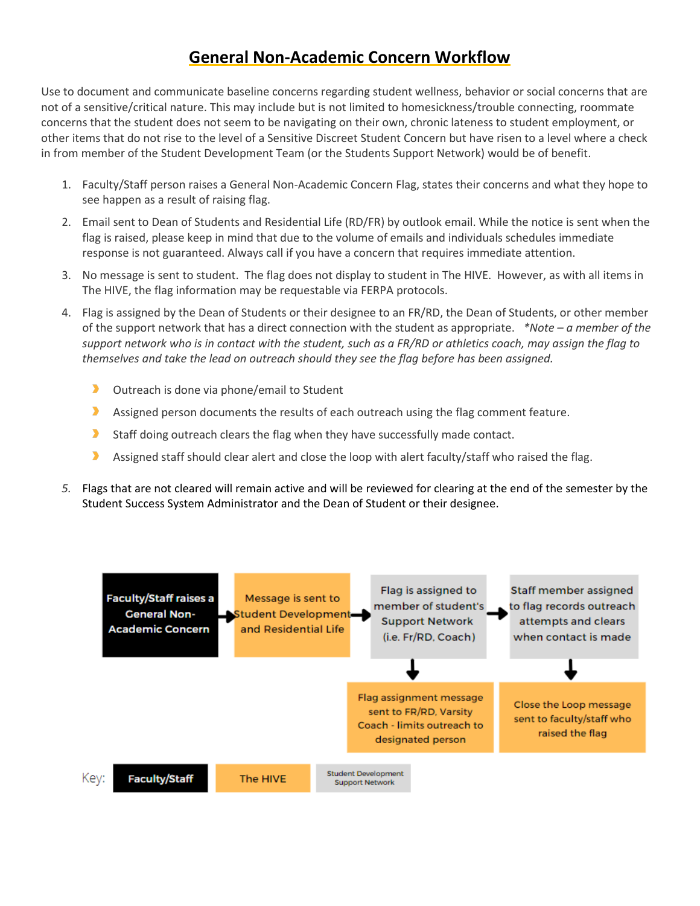# General Non-Academic Concern Workflow

Use to document and communicate baseline concerns regarding student wellness, behavior or social concerns that are not of a sensitive/critical nature. This may include but is not limited to homesickness/trouble connecting, roommate concerns that the student does not seem to be navigating on their own, chronic lateness to student employment, or other items that do not rise to the level of a Sensitive Discreet Student Concern but have risen to a level where a check in from member of the Student Development Team (or the Students Support Network) would be of benefit.

1. Faculty/Staff person raises a General Non-Academic Concern Flag, states their concerns and what they hope to see happen as a result of raising flag.
2. Email sent to Dean of Students and Residential Life (RD/FR) by outlook email. While the notice is sent when the flag is raised, please keep in mind that due to the volume of emails and individuals schedules immediate response is not guaranteed. Always call if you have a concern that requires immediate attention.
3. No message is sent to student. The flag does not display to student in The HIVE. However, as with all items in The HIVE, the flag information may be requestable via FERPA protocols.
4. Flag is assigned by the Dean of Students or their designee to an FR/RD, the Dean of Students, or other member of the support network that has a direct connection with the student as appropriate. *\*Note – a member of the support network who is in contact with the student, such as a FR/RD or athletics coach, may assign the flag to themselves and take the lead on outreach should they see the flag before has been assigned.*
   - Outreach is done via phone/email to Student
   - Assigned person documents the results of each outreach using the flag comment feature.
   - Staff doing outreach clears the flag when they have successfully made contact.
   - Assigned staff should clear alert and close the loop with alert faculty/staff who raised the flag.
5. Flags that are not cleared will remain active and will be reviewed for clearing at the end of the semester by the Student Success System Administrator and the Dean of Student or their designee.

Faculty/Staff raises a General Non-Academic Concern → Message is sent to Student Development and Residential Life → Flag is assigned to member of student's Support Network (i.e. Fr/RD, Coach) → Staff member assigned to flag records outreach attempts and clears when contact is made

Flag is assigned to member of student's Support Network ↓ Flag assignment message sent to FR/RD, Varsity Coach - limits outreach to designated person

Staff member assigned to flag records outreach attempts and clears when contact is made ↓ Close the Loop message sent to faculty/staff who raised the flag

Key: Faculty/Staff | The HIVE | Student Development Support Network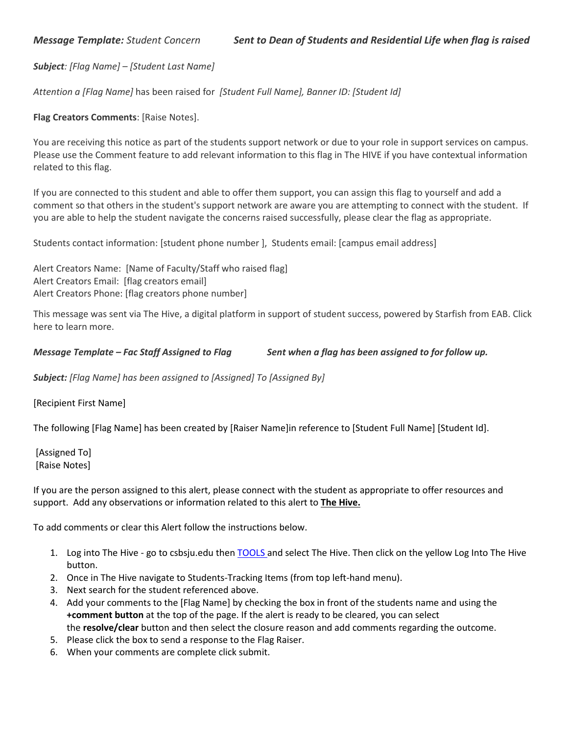***Message Template:*** *Student Concern* ***Sent to Dean of Students and Residential Life when flag is raised***

***Subject****: [Flag Name] – [Student Last Name]*

*Attention a [Flag Name]* has been raised for *[Student Full Name], Banner ID: [Student Id]*

**Flag Creators Comments**: [Raise Notes].

You are receiving this notice as part of the students support network or due to your role in support services on campus. Please use the Comment feature to add relevant information to this flag in The HIVE if you have contextual information related to this flag.

If you are connected to this student and able to offer them support, you can assign this flag to yourself and add a comment so that others in the student's support network are aware you are attempting to connect with the student. If you are able to help the student navigate the concerns raised successfully, please clear the flag as appropriate.

Students contact information: [student phone number ], Students email: [campus email address]

Alert Creators Name: [Name of Faculty/Staff who raised flag]
Alert Creators Email: [flag creators email]
Alert Creators Phone: [flag creators phone number]

This message was sent via The Hive, a digital platform in support of student success, powered by Starfish from EAB. Click here to learn more.

***Message Template – Fac Staff Assigned to Flag*** ***Sent when a flag has been assigned to for follow up.***

***Subject:*** *[Flag Name] has been assigned to [Assigned] To [Assigned By]*

[Recipient First Name]

The following [Flag Name] has been created by [Raiser Name]in reference to [Student Full Name] [Student Id].

[Assigned To]
[Raise Notes]

If you are the person assigned to this alert, please connect with the student as appropriate to offer resources and support. Add any observations or information related to this alert to **The Hive.**

To add comments or clear this Alert follow the instructions below.

1. Log into The Hive - go to csbsju.edu then TOOLS and select The Hive. Then click on the yellow Log Into The Hive button.
2. Once in The Hive navigate to Students-Tracking Items (from top left-hand menu).
3. Next search for the student referenced above.
4. Add your comments to the [Flag Name] by checking the box in front of the students name and using the **+comment button** at the top of the page. If the alert is ready to be cleared, you can select the **resolve/clear** button and then select the closure reason and add comments regarding the outcome.
5. Please click the box to send a response to the Flag Raiser.
6. When your comments are complete click submit.